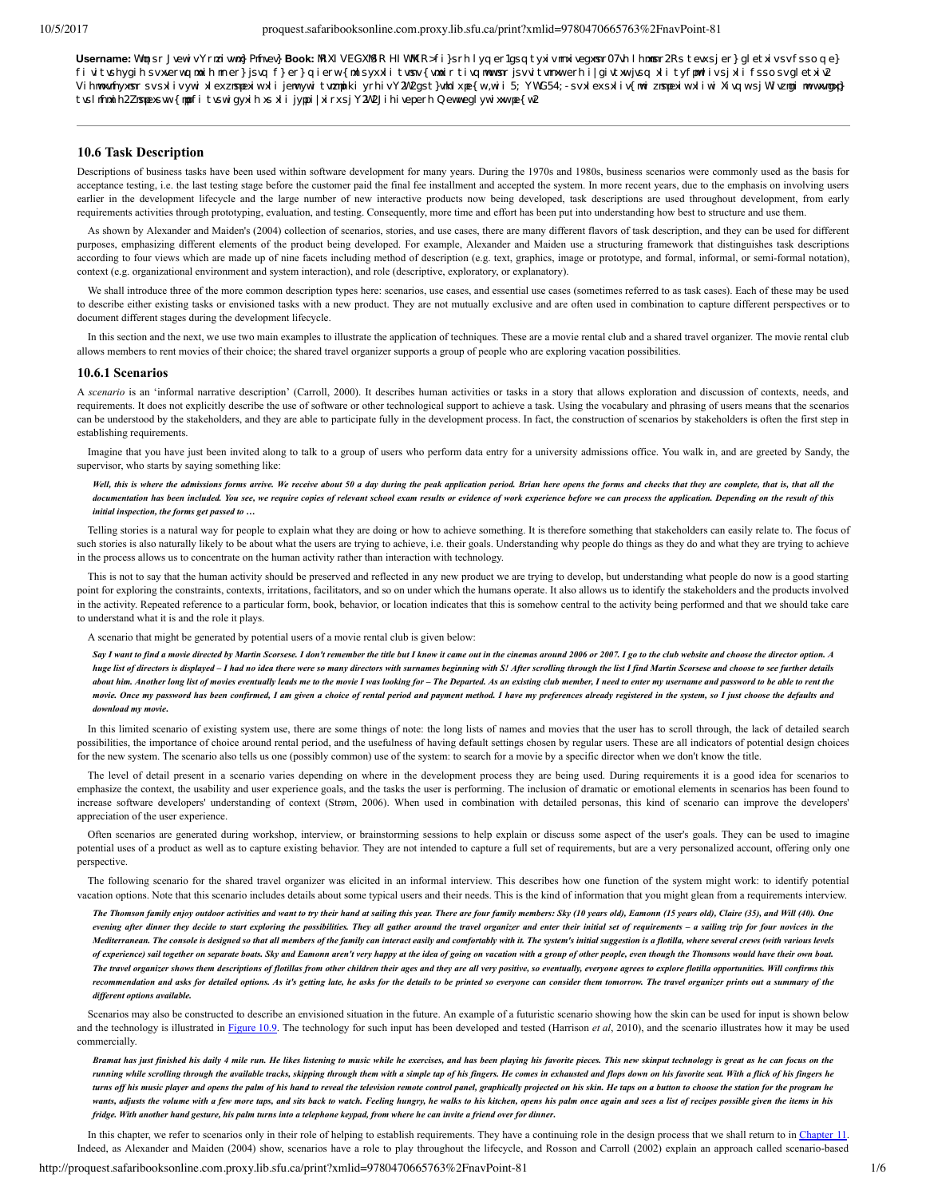## 10.6 Task Description

Descriptions of business tasks have been used within software development for many years. During the 1970s and 1980s, business scenarios were commonly used as the basis for acceptance testing, i.e. the last testing stage before the customer paid the final fee installment and accepted the system. In more recent years, due to the emphasis on involving users earlier in the development lifecycle and the large number of new interactive products now being developed, task descriptions are used throughout development, from early requirements activities through prototyping, evaluation, and testing. Consequently, more time and effort has been put into understanding how best to structure and use them.

As shown by Alexander and Maiden's (2004) collection of scenarios, stories, and use cases, there are many different flavors of task description, and they can be used for different purposes, emphasizing different elements of the product being developed. For example, Alexander and Maiden use a structuring framework that distinguishes task descriptions according to four views which are made up of nine facets including method of description (e.g. text, graphics, image or prototype, and formal, informal, or semi-formal notation), context (e.g. organizational environment and system interaction), and role (descriptive, exploratory, or explanatory).

We shall introduce three of the more common description types here: scenarios, use cases, and essential use cases (sometimes referred to as task cases). Each of these may be used to describe either existing tasks or envisioned tasks with a new product. They are not mutually exclusive and are often used in combination to capture different perspectives or to document different stages during the development lifecycle.

In this section and the next, we use two main examples to illustrate the application of techniques. These are a movie rental club and a shared travel organizer. The movie rental club allows members to rent movies of their choice; the shared travel organizer supports a group of people who are exploring vacation possibilities.

### 10.6.1 Scenarios

A *scenario* is an 'informal narrative description' (Carroll, 2000). It describes human activities or tasks in a story that allows exploration and discussion of contexts, needs, and requirements. It does not explicitly describe the use of software or other technological support to achieve a task. Using the vocabulary and phrasing of users means that the scenarios can be understood by the stakeholders, and they are able to participate fully in the development process. In fact, the construction of scenarios by stakeholders is often the first step in establishing requirements.

Imagine that you have just been invited along to talk to a group of users who perform data entry for a university admissions office. You walk in, and are greeted by Sandy, the supervisor, who starts by saying something like:

***Well, this is where the admissions forms arrive. We receive about 50 a day during the peak application period. Brian here opens the forms and checks that they are complete, that is, that all the documentation has been included. You see, we require copies of relevant school exam results or evidence of work experience before we can process the application. Depending on the result of this initial inspection, the forms get passed to …***

Telling stories is a natural way for people to explain what they are doing or how to achieve something. It is therefore something that stakeholders can easily relate to. The focus of such stories is also naturally likely to be about what the users are trying to achieve, i.e. their goals. Understanding why people do things as they do and what they are trying to achieve in the process allows us to concentrate on the human activity rather than interaction with technology.

This is not to say that the human activity should be preserved and reflected in any new product we are trying to develop, but understanding what people do now is a good starting point for exploring the constraints, contexts, irritations, facilitators, and so on under which the humans operate. It also allows us to identify the stakeholders and the products involved in the activity. Repeated reference to a particular form, book, behavior, or location indicates that this is somehow central to the activity being performed and that we should take care to understand what it is and the role it plays.

A scenario that might be generated by potential users of a movie rental club is given below:

***Say I want to find a movie directed by Martin Scorsese. I don't remember the title but I know it came out in the cinemas around 2006 or 2007. I go to the club website and choose the director option. A huge list of directors is displayed – I had no idea there were so many directors with surnames beginning with S! After scrolling through the list I find Martin Scorsese and choose to see further details about him. Another long list of movies eventually leads me to the movie I was looking for – The Departed. As an existing club member, I need to enter my username and password to be able to rent the movie. Once my password has been confirmed, I am given a choice of rental period and payment method. I have my preferences already registered in the system, so I just choose the defaults and download my movie.***

In this limited scenario of existing system use, there are some things of note: the long lists of names and movies that the user has to scroll through, the lack of detailed search possibilities, the importance of choice around rental period, and the usefulness of having default settings chosen by regular users. These are all indicators of potential design choices for the new system. The scenario also tells us one (possibly common) use of the system: to search for a movie by a specific director when we don't know the title.

The level of detail present in a scenario varies depending on where in the development process they are being used. During requirements it is a good idea for scenarios to emphasize the context, the usability and user experience goals, and the tasks the user is performing. The inclusion of dramatic or emotional elements in scenarios has been found to increase software developers' understanding of context (Strøm, 2006). When used in combination with detailed personas, this kind of scenario can improve the developers' appreciation of the user experience.

Often scenarios are generated during workshop, interview, or brainstorming sessions to help explain or discuss some aspect of the user's goals. They can be used to imagine potential uses of a product as well as to capture existing behavior. They are not intended to capture a full set of requirements, but are a very personalized account, offering only one perspective.

The following scenario for the shared travel organizer was elicited in an informal interview. This describes how one function of the system might work: to identify potential vacation options. Note that this scenario includes details about some typical users and their needs. This is the kind of information that you might glean from a requirements interview.

***The Thomson family enjoy outdoor activities and want to try their hand at sailing this year. There are four family members: Sky (10 years old), Eamonn (15 years old), Claire (35), and Will (40). One evening after dinner they decide to start exploring the possibilities. They all gather around the travel organizer and enter their initial set of requirements – a sailing trip for four novices in the Mediterranean. The console is designed so that all members of the family can interact easily and comfortably with it. The system's initial suggestion is a flotilla, where several crews (with various levels of experience) sail together on separate boats. Sky and Eamonn aren't very happy at the idea of going on vacation with a group of other people, even though the Thomsons would have their own boat. The travel organizer shows them descriptions of flotillas from other children their ages and they are all very positive, so eventually, everyone agrees to explore flotilla opportunities. Will confirms this recommendation and asks for detailed options. As it's getting late, he asks for the details to be printed so everyone can consider them tomorrow. The travel organizer prints out a summary of the different options available.***

Scenarios may also be constructed to describe an envisioned situation in the future. An example of a futuristic scenario showing how the skin can be used for input is shown below and the technology is illustrated in Figure 10.9. The technology for such input has been developed and tested (Harrison *et al*, 2010), and the scenario illustrates how it may be used commercially.

***Bramat has just finished his daily 4 mile run. He likes listening to music while he exercises, and has been playing his favorite pieces. This new skinput technology is great as he can focus on the running while scrolling through the available tracks, skipping through them with a simple tap of his fingers. He comes in exhausted and flops down on his favorite seat. With a flick of his fingers he turns off his music player and opens the palm of his hand to reveal the television remote control panel, graphically projected on his skin. He taps on a button to choose the station for the program he wants, adjusts the volume with a few more taps, and sits back to watch. Feeling hungry, he walks to his kitchen, opens his palm once again and sees a list of recipes possible given the items in his fridge. With another hand gesture, his palm turns into a telephone keypad, from where he can invite a friend over for dinner.***

In this chapter, we refer to scenarios only in their role of helping to establish requirements. They have a continuing role in the design process that we shall return to in Chapter 11. Indeed, as Alexander and Maiden (2004) show, scenarios have a role to play throughout the lifecycle, and Rosson and Carroll (2002) explain an approach called scenario-based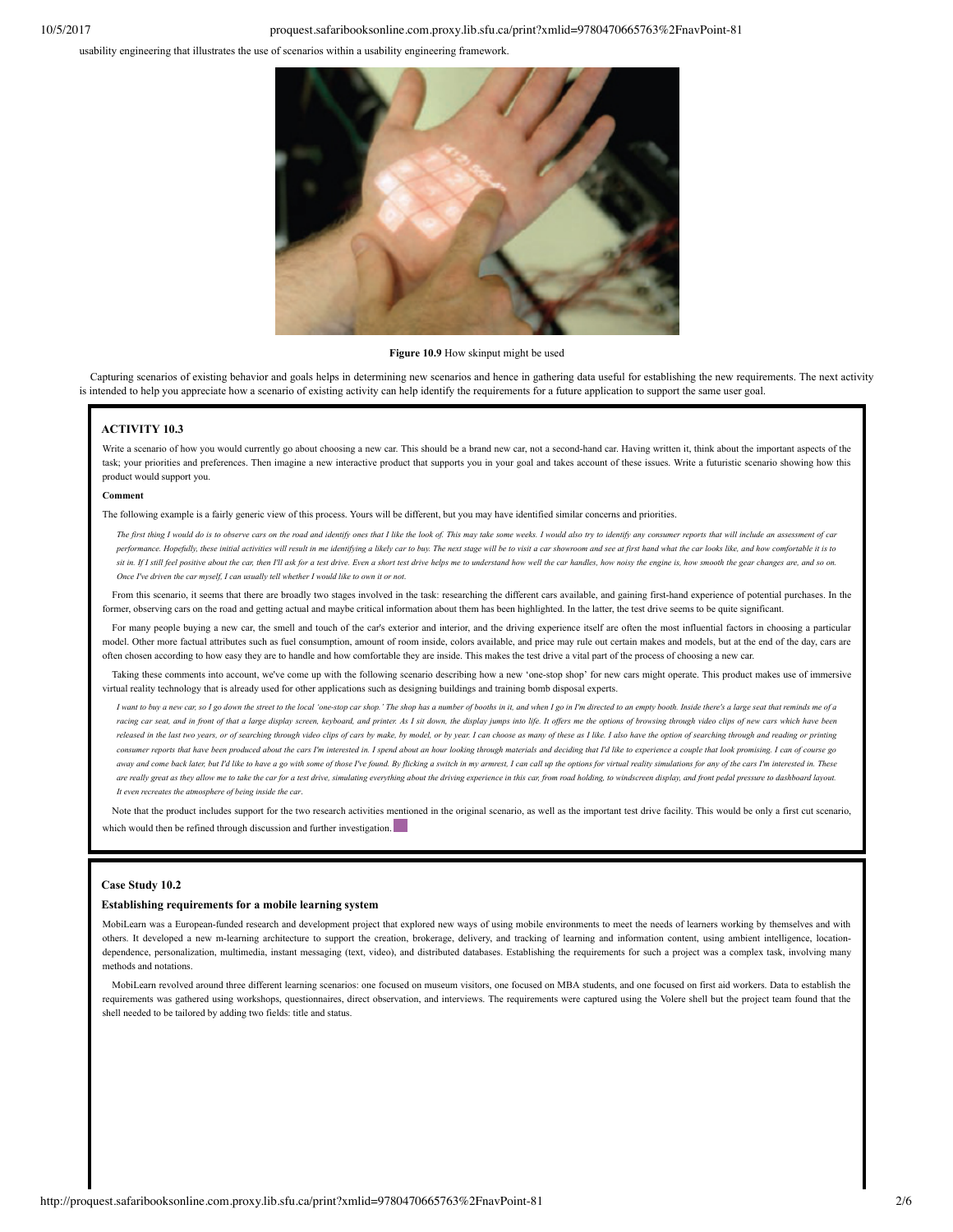usability engineering that illustrates the use of scenarios within a usability engineering framework.

**Figure 10.9** How skinput might be used

Capturing scenarios of existing behavior and goals helps in determining new scenarios and hence in gathering data useful for establishing the new requirements. The next activity is intended to help you appreciate how a scenario of existing activity can help identify the requirements for a future application to support the same user goal.

### ACTIVITY 10.3

Write a scenario of how you would currently go about choosing a new car. This should be a brand new car, not a second-hand car. Having written it, think about the important aspects of the task; your priorities and preferences. Then imagine a new interactive product that supports you in your goal and takes account of these issues. Write a futuristic scenario showing how this product would support you.

**Comment**

The following example is a fairly generic view of this process. Yours will be different, but you may have identified similar concerns and priorities.

*The first thing I would do is to observe cars on the road and identify ones that I like the look of. This may take some weeks. I would also try to identify any consumer reports that will include an assessment of car performance. Hopefully, these initial activities will result in me identifying a likely car to buy. The next stage will be to visit a car showroom and see at first hand what the car looks like, and how comfortable it is to sit in. If I still feel positive about the car, then I'll ask for a test drive. Even a short test drive helps me to understand how well the car handles, how noisy the engine is, how smooth the gear changes are, and so on. Once I've driven the car myself, I can usually tell whether I would like to own it or not.*

From this scenario, it seems that there are broadly two stages involved in the task: researching the different cars available, and gaining first-hand experience of potential purchases. In the former, observing cars on the road and getting actual and maybe critical information about them has been highlighted. In the latter, the test drive seems to be quite significant.

For many people buying a new car, the smell and touch of the car's exterior and interior, and the driving experience itself are often the most influential factors in choosing a particular model. Other more factual attributes such as fuel consumption, amount of room inside, colors available, and price may rule out certain makes and models, but at the end of the day, cars are often chosen according to how easy they are to handle and how comfortable they are inside. This makes the test drive a vital part of the process of choosing a new car.

Taking these comments into account, we've come up with the following scenario describing how a new 'one-stop shop' for new cars might operate. This product makes use of immersive virtual reality technology that is already used for other applications such as designing buildings and training bomb disposal experts.

*I want to buy a new car, so I go down the street to the local 'one-stop car shop.' The shop has a number of booths in it, and when I go in I'm directed to an empty booth. Inside there's a large seat that reminds me of a racing car seat, and in front of that a large display screen, keyboard, and printer. As I sit down, the display jumps into life. It offers me the options of browsing through video clips of new cars which have been released in the last two years, or of searching through video clips of cars by make, by model, or by year. I can choose as many of these as I like. I also have the option of searching through and reading or printing consumer reports that have been produced about the cars I'm interested in. I spend about an hour looking through materials and deciding that I'd like to experience a couple that look promising. I can of course go away and come back later, but I'd like to have a go with some of those I've found. By flicking a switch in my armrest, I can call up the options for virtual reality simulations for any of the cars I'm interested in. These are really great as they allow me to take the car for a test drive, simulating everything about the driving experience in this car, from road holding, to windscreen display, and front pedal pressure to dashboard layout. It even recreates the atmosphere of being inside the car.*

Note that the product includes support for the two research activities mentioned in the original scenario, as well as the important test drive facility. This would be only a first cut scenario, which would then be refined through discussion and further investigation.

### Case Study 10.2

**Establishing requirements for a mobile learning system**

MobiLearn was a European-funded research and development project that explored new ways of using mobile environments to meet the needs of learners working by themselves and with others. It developed a new m-learning architecture to support the creation, brokerage, delivery, and tracking of learning and information content, using ambient intelligence, location-dependence, personalization, multimedia, instant messaging (text, video), and distributed databases. Establishing the requirements for such a project was a complex task, involving many methods and notations.

MobiLearn revolved around three different learning scenarios: one focused on museum visitors, one focused on MBA students, and one focused on first aid workers. Data to establish the requirements was gathered using workshops, questionnaires, direct observation, and interviews. The requirements were captured using the Volere shell but the project team found that the shell needed to be tailored by adding two fields: title and status.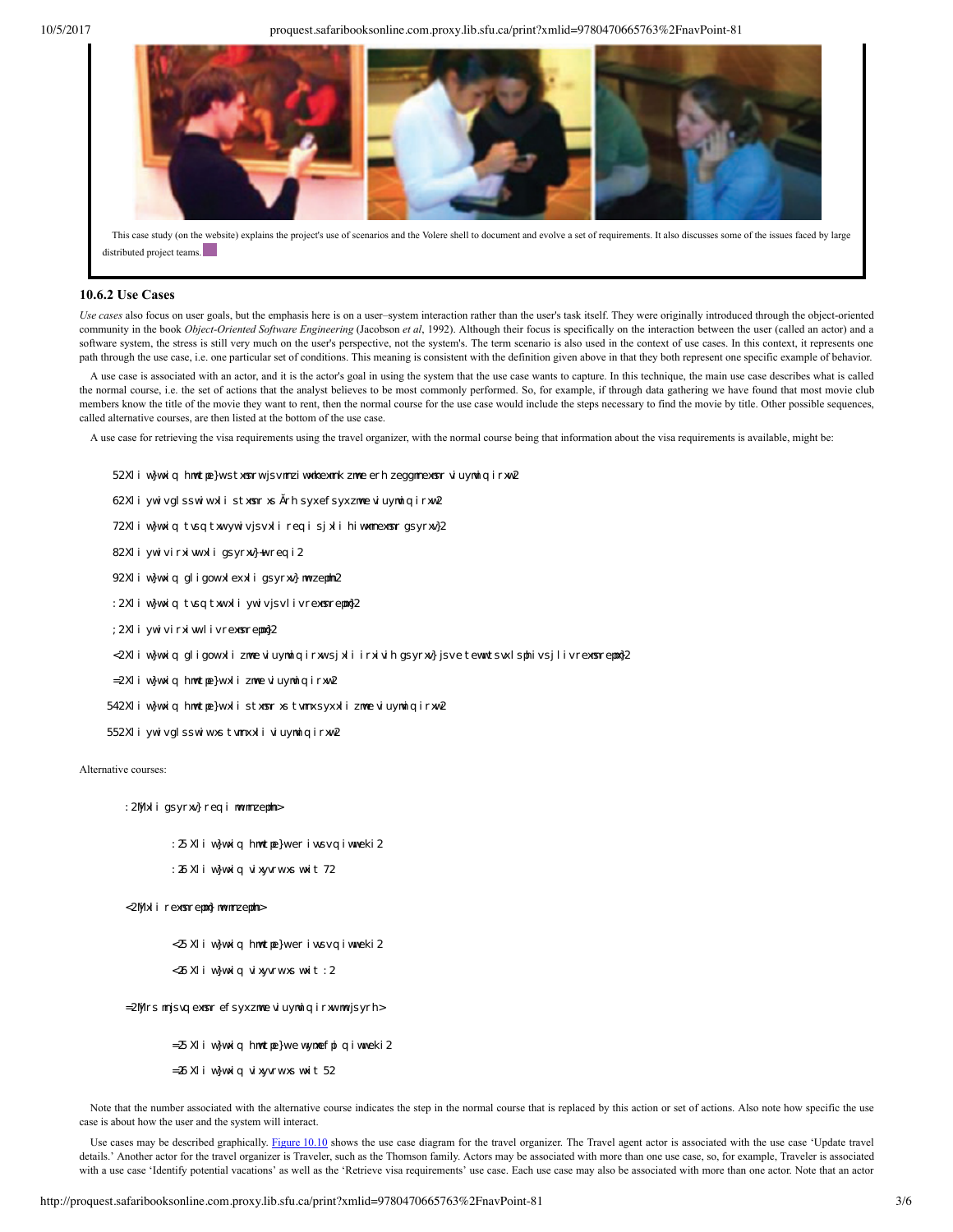This case study (on the website) explains the project's use of scenarios and the Volere shell to document and evolve a set of requirements. It also discusses some of the issues faced by large distributed project teams.

### 10.6.2 Use Cases

*Use cases* also focus on user goals, but the emphasis here is on a user–system interaction rather than the user's task itself. They were originally introduced through the object-oriented community in the book *Object-Oriented Software Engineering* (Jacobson *et al*, 1992). Although their focus is specifically on the interaction between the user (called an actor) and a software system, the stress is still very much on the user's perspective, not the system's. The term scenario is also used in the context of use cases. In this context, it represents one path through the use case, i.e. one particular set of conditions. This meaning is consistent with the definition given above in that they both represent one specific example of behavior.

A use case is associated with an actor, and it is the actor's goal in using the system that the use case wants to capture. In this technique, the main use case describes what is called the normal course, i.e. the set of actions that the analyst believes to be most commonly performed. So, for example, if through data gathering we have found that most movie club members know the title of the movie they want to rent, then the normal course for the use case would include the steps necessary to find the movie by title. Other possible sequences, called alternative courses, are then listed at the bottom of the use case.

A use case for retrieving the visa requirements using the travel organizer, with the normal course being that information about the visa requirements is available, might be:

1. The system displays options for investigating visa and vaccination requirements.
2. The user chooses the option to find out about visa requirements.
3. The system prompts user for the name of the destination country.
4. The user enters the country's name.
5. The system checks that the country is valid.
6. The system prompts the user for her nationality.
7. The user enters her nationality.
8. The system checks the visa requirements of the entered country for a passport holder of her nationality.
9. The system displays the visa requirements.
10. The system displays the option to print out the visa requirements.
11. The user chooses to print the requirements.

Alternative courses:

6. The country name is invalid:
   - 6.1 The system displays an error message.
   - 6.2 The system returns to step 3.

8. The nationality is invalid:
   - 8.1 The system displays an error message.
   - 8.2 The system returns to step 6.

9. No information about visa requirements is found:
   - 9.1 The system displays a suitable message.
   - 9.2 The system returns to step 1.

Note that the number associated with the alternative course indicates the step in the normal course that is replaced by this action or set of actions. Also note how specific the use case is about how the user and the system will interact.

Use cases may be described graphically. Figure 10.10 shows the use case diagram for the travel organizer. The Travel agent actor is associated with the use case 'Update travel details.' Another actor for the travel organizer is Traveler, such as the Thomson family. Actors may be associated with more than one use case, so, for example, Traveler is associated with a use case 'Identify potential vacations' as well as the 'Retrieve visa requirements' use case. Each use case may also be associated with more than one actor. Note that an actor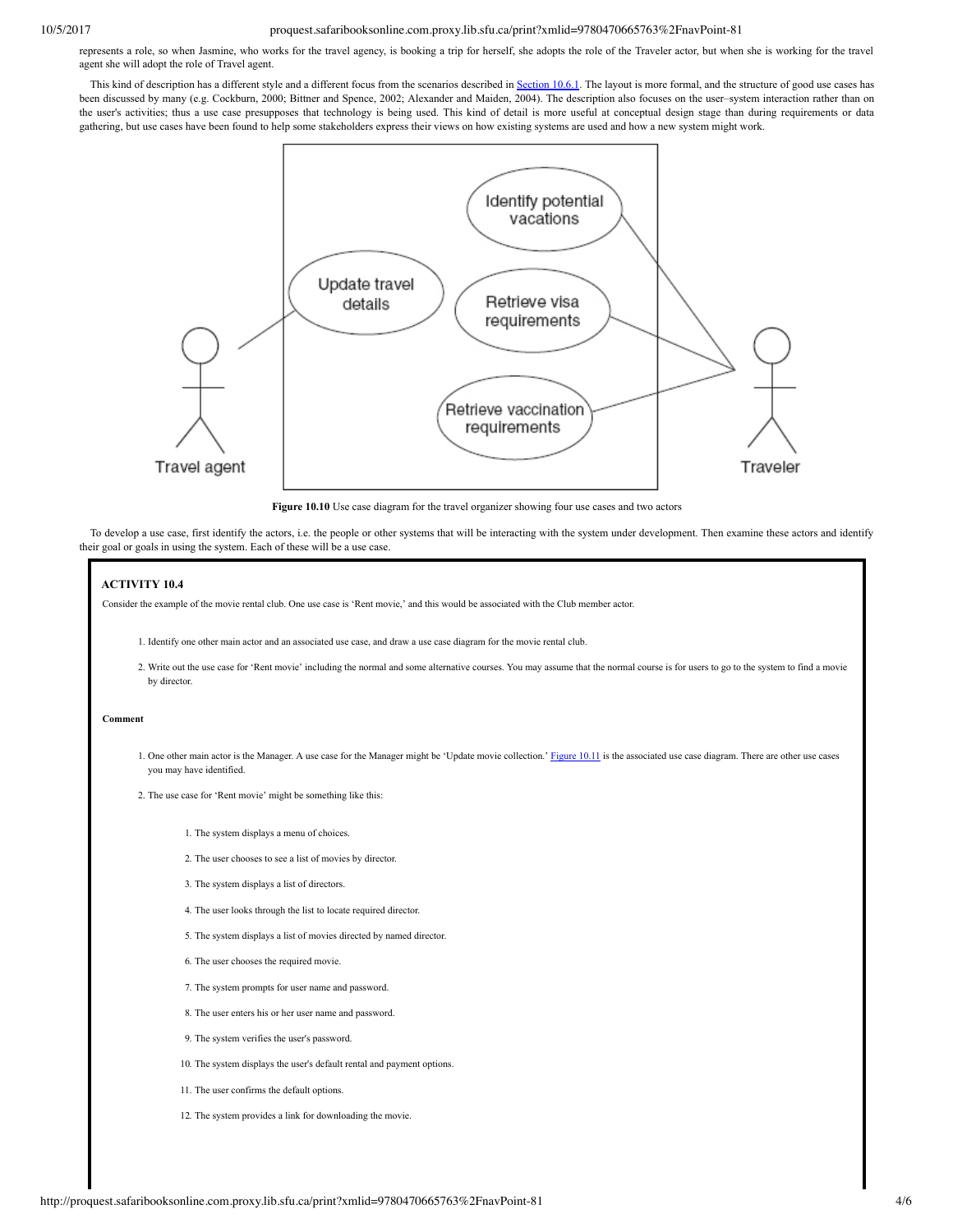represents a role, so when Jasmine, who works for the travel agency, is booking a trip for herself, she adopts the role of the Traveler actor, but when she is working for the travel agent she will adopt the role of Travel agent.

This kind of description has a different style and a different focus from the scenarios described in Section 10.6.1. The layout is more formal, and the structure of good use cases has been discussed by many (e.g. Cockburn, 2000; Bittner and Spence, 2002; Alexander and Maiden, 2004). The description also focuses on the user–system interaction rather than on the user's activities; thus a use case presupposes that technology is being used. This kind of detail is more useful at conceptual design stage than during requirements or data gathering, but use cases have been found to help some stakeholders express their views on how existing systems are used and how a new system might work.

**Figure 10.10** Use case diagram for the travel organizer showing four use cases and two actors

To develop a use case, first identify the actors, i.e. the people or other systems that will be interacting with the system under development. Then examine these actors and identify their goal or goals in using the system. Each of these will be a use case.

### ACTIVITY 10.4

Consider the example of the movie rental club. One use case is 'Rent movie,' and this would be associated with the Club member actor.

1. Identify one other main actor and an associated use case, and draw a use case diagram for the movie rental club.
2. Write out the use case for 'Rent movie' including the normal and some alternative courses. You may assume that the normal course is for users to go to the system to find a movie by director.

**Comment**

1. One other main actor is the Manager. A use case for the Manager might be 'Update movie collection.' Figure 10.11 is the associated use case diagram. There are other use cases you may have identified.
2. The use case for 'Rent movie' might be something like this:

    1. The system displays a menu of choices.
    2. The user chooses to see a list of movies by director.
    3. The system displays a list of directors.
    4. The user looks through the list to locate required director.
    5. The system displays a list of movies directed by named director.
    6. The user chooses the required movie.
    7. The system prompts for user name and password.
    8. The user enters his or her user name and password.
    9. The system verifies the user's password.
    10. The system displays the user's default rental and payment options.
    11. The user confirms the default options.
    12. The system provides a link for downloading the movie.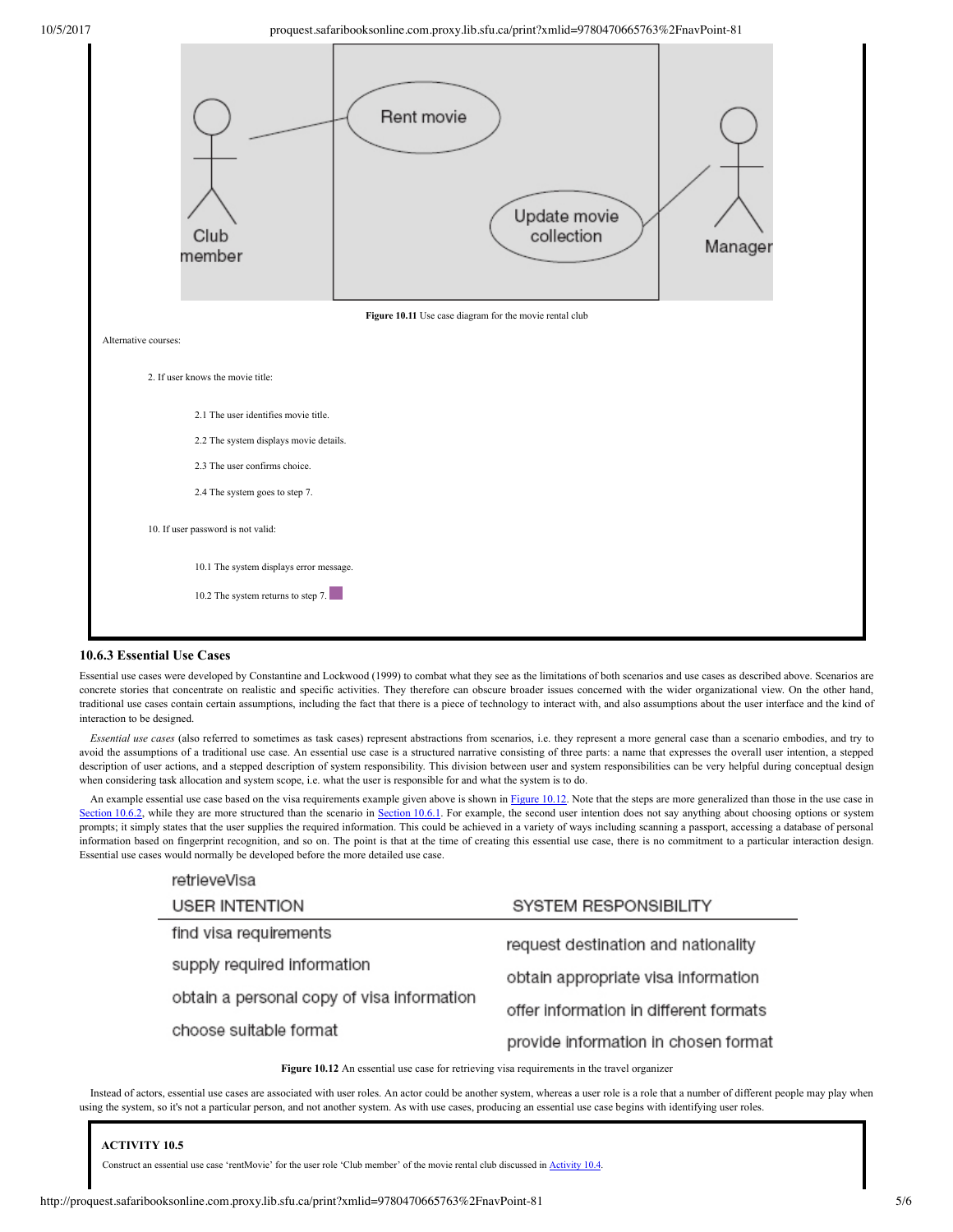Club member

Rent movie

Update movie collection

Manager

**Figure 10.11** Use case diagram for the movie rental club

Alternative courses:

2. If user knows the movie title:

    2.1 The user identifies movie title.

    2.2 The system displays movie details.

    2.3 The user confirms choice.

    2.4 The system goes to step 7.

10. If user password is not valid:

    10.1 The system displays error message.

    10.2 The system returns to step 7.

### 10.6.3 Essential Use Cases

Essential use cases were developed by Constantine and Lockwood (1999) to combat what they see as the limitations of both scenarios and use cases as described above. Scenarios are concrete stories that concentrate on realistic and specific activities. They therefore can obscure broader issues concerned with the wider organizational view. On the other hand, traditional use cases contain certain assumptions, including the fact that there is a piece of technology to interact with, and also assumptions about the user interface and the kind of interaction to be designed.

*Essential use cases* (also referred to sometimes as task cases) represent abstractions from scenarios, i.e. they represent a more general case than a scenario embodies, and try to avoid the assumptions of a traditional use case. An essential use case is a structured narrative consisting of three parts: a name that expresses the overall user intention, a stepped description of user actions, and a stepped description of system responsibility. This division between user and system responsibilities can be very helpful during conceptual design when considering task allocation and system scope, i.e. what the user is responsible for and what the system is to do.

An example essential use case based on the visa requirements example given above is shown in Figure 10.12. Note that the steps are more generalized than those in the use case in Section 10.6.2, while they are more structured than the scenario in Section 10.6.1. For example, the second user intention does not say anything about choosing options or system prompts; it simply states that the user supplies the required information. This could be achieved in a variety of ways including scanning a passport, accessing a database of personal information based on fingerprint recognition, and so on. The point is that at the time of creating this essential use case, there is no commitment to a particular interaction design. Essential use cases would normally be developed before the more detailed use case.

retrieveVisa

| USER INTENTION | SYSTEM RESPONSIBILITY |
| --- | --- |
| find visa requirements | request destination and nationality |
| supply required information | obtain appropriate visa information |
| obtain a personal copy of visa information | offer information in different formats |
| choose suitable format | provide information in chosen format |

**Figure 10.12** An essential use case for retrieving visa requirements in the travel organizer

Instead of actors, essential use cases are associated with user roles. An actor could be another system, whereas a user role is a role that a number of different people may play when using the system, so it's not a particular person, and not another system. As with use cases, producing an essential use case begins with identifying user roles.

**ACTIVITY 10.5**

Construct an essential use case 'rentMovie' for the user role 'Club member' of the movie rental club discussed in Activity 10.4.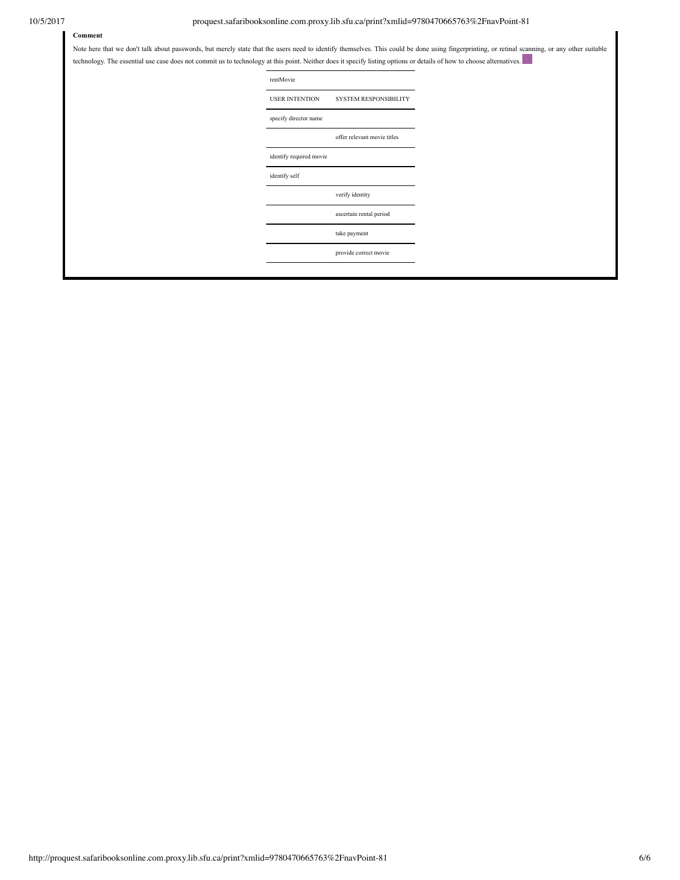**Comment**

Note here that we don't talk about passwords, but merely state that the users need to identify themselves. This could be done using fingerprinting, or retinal scanning, or any other suitable technology. The essential use case does not commit us to technology at this point. Neither does it specify listing options or details of how to choose alternatives.

| rentMovie | |
|---|---|
| USER INTENTION | SYSTEM RESPONSIBILITY |
| specify director name | |
| | offer relevant movie titles |
| identify required movie | |
| identify self | |
| | verify identity |
| | ascertain rental period |
| | take payment |
| | provide correct movie |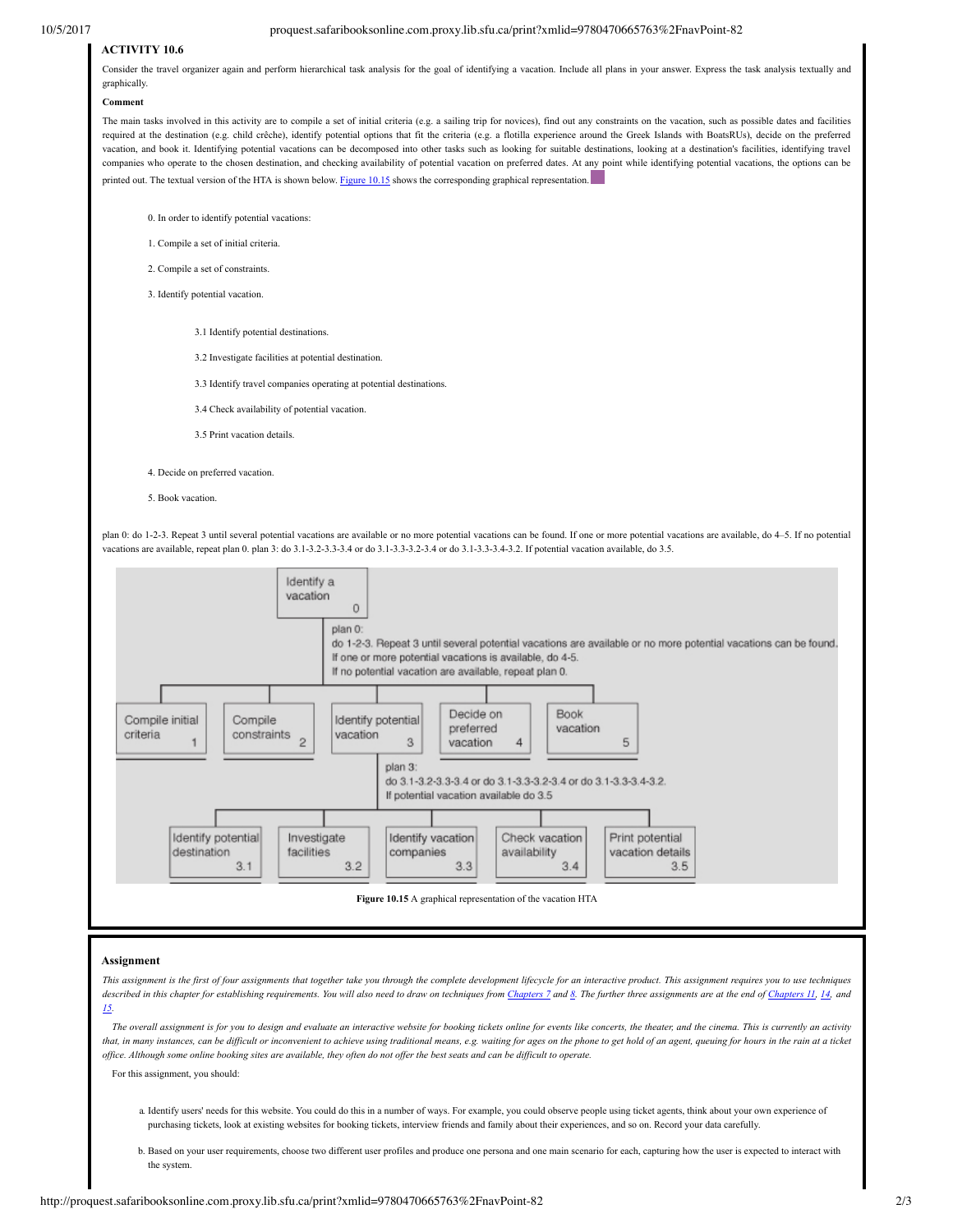### ACTIVITY 10.6

Consider the travel organizer again and perform hierarchical task analysis for the goal of identifying a vacation. Include all plans in your answer. Express the task analysis textually and graphically.

**Comment**

The main tasks involved in this activity are to compile a set of initial criteria (e.g. a sailing trip for novices), find out any constraints on the vacation, such as possible dates and facilities required at the destination (e.g. child crêche), identify potential options that fit the criteria (e.g. a flotilla experience around the Greek Islands with BoatsRUs), decide on the preferred vacation, and book it. Identifying potential vacations can be decomposed into other tasks such as looking for suitable destinations, looking at a destination's facilities, identifying travel companies who operate to the chosen destination, and checking availability of potential vacation on preferred dates. At any point while identifying potential vacations, the options can be printed out. The textual version of the HTA is shown below. Figure 10.15 shows the corresponding graphical representation.

0. In order to identify potential vacations:

1. Compile a set of initial criteria.

2. Compile a set of constraints.

3. Identify potential vacation.

    3.1 Identify potential destinations.

    3.2 Investigate facilities at potential destination.

    3.3 Identify travel companies operating at potential destinations.

    3.4 Check availability of potential vacation.

    3.5 Print vacation details.

4. Decide on preferred vacation.

5. Book vacation.

plan 0: do 1-2-3. Repeat 3 until several potential vacations are available or no more potential vacations can be found. If one or more potential vacations are available, do 4–5. If no potential vacations are available, repeat plan 0. plan 3: do 3.1-3.2-3.3-3.4 or do 3.1-3.3-3.2-3.4 or do 3.1-3.3-3.4-3.2. If potential vacation available, do 3.5.

```
Identify a vacation 0
  plan 0:
  do 1-2-3. Repeat 3 until several potential vacations are available or no more potential vacations can be found.
  If one or more potential vacations is available, do 4-5.
  If no potential vacation are available, repeat plan 0.
  ├── Compile initial criteria 1
  ├── Compile constraints 2
  ├── Identify potential vacation 3
  │     plan 3:
  │     do 3.1-3.2-3.3-3.4 or do 3.1-3.3-3.2-3.4 or do 3.1-3.3-3.4-3.2.
  │     If potential vacation available do 3.5
  │     ├── Identify potential destination 3.1
  │     ├── Investigate facilities 3.2
  │     ├── Identify vacation companies 3.3
  │     ├── Check vacation availability 3.4
  │     └── Print potential vacation details 3.5
  ├── Decide on preferred vacation 4
  └── Book vacation 5
```

**Figure 10.15** A graphical representation of the vacation HTA

### Assignment

*This assignment is the first of four assignments that together take you through the complete development lifecycle for an interactive product. This assignment requires you to use techniques described in this chapter for establishing requirements. You will also need to draw on techniques from Chapters 7 and 8. The further three assignments are at the end of Chapters 11, 14, and 15.*

*The overall assignment is for you to design and evaluate an interactive website for booking tickets online for events like concerts, the theater, and the cinema. This is currently an activity that, in many instances, can be difficult or inconvenient to achieve using traditional means, e.g. waiting for ages on the phone to get hold of an agent, queuing for hours in the rain at a ticket office. Although some online booking sites are available, they often do not offer the best seats and can be difficult to operate.*

For this assignment, you should:

a. Identify users' needs for this website. You could do this in a number of ways. For example, you could observe people using ticket agents, think about your own experience of purchasing tickets, look at existing websites for booking tickets, interview friends and family about their experiences, and so on. Record your data carefully.

b. Based on your user requirements, choose two different user profiles and produce one persona and one main scenario for each, capturing how the user is expected to interact with the system.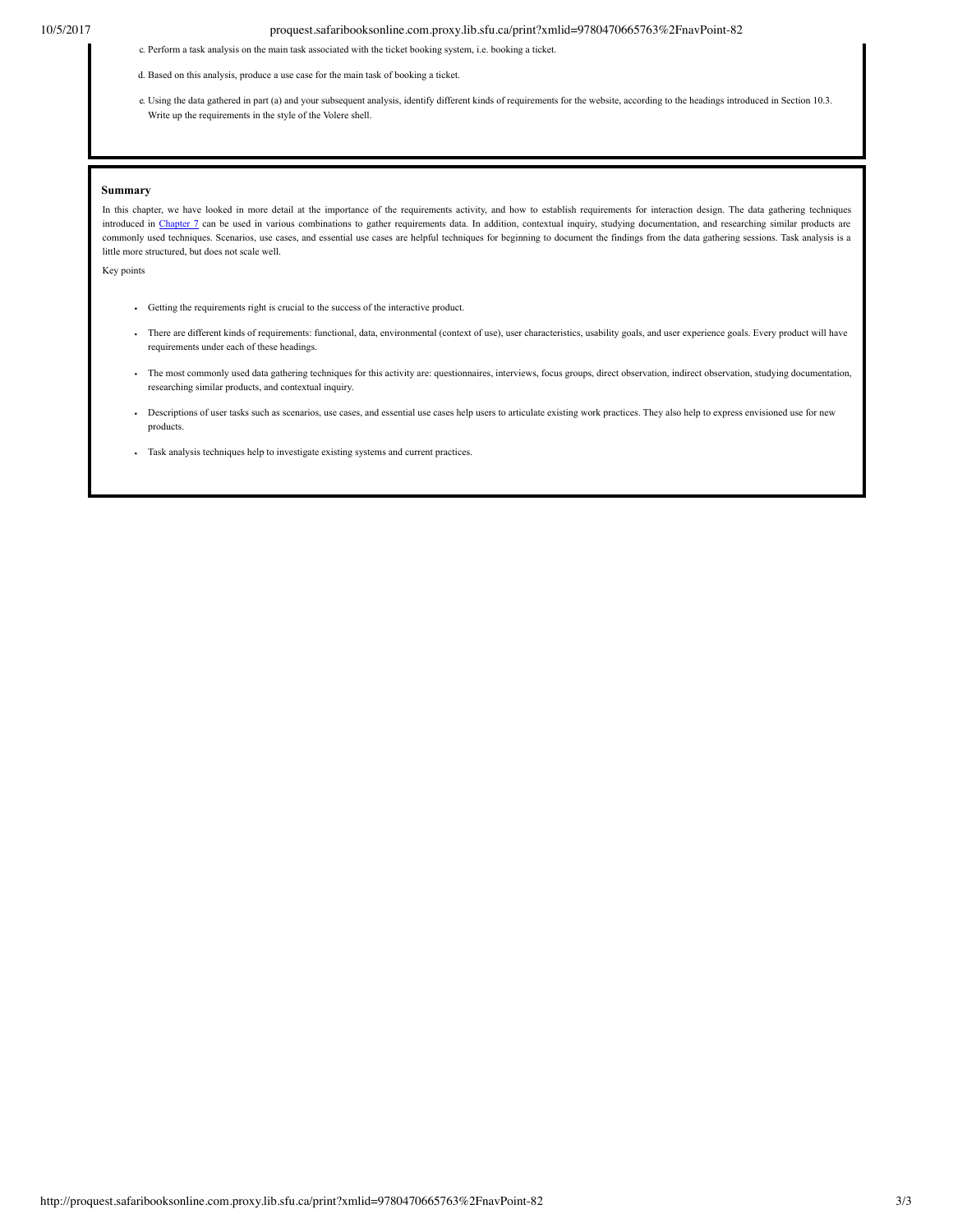c. Perform a task analysis on the main task associated with the ticket booking system, i.e. booking a ticket.

d. Based on this analysis, produce a use case for the main task of booking a ticket.

e. Using the data gathered in part (a) and your subsequent analysis, identify different kinds of requirements for the website, according to the headings introduced in Section 10.3. Write up the requirements in the style of the Volere shell.

### Summary

In this chapter, we have looked in more detail at the importance of the requirements activity, and how to establish requirements for interaction design. The data gathering techniques introduced in Chapter 7 can be used in various combinations to gather requirements data. In addition, contextual inquiry, studying documentation, and researching similar products are commonly used techniques. Scenarios, use cases, and essential use cases are helpful techniques for beginning to document the findings from the data gathering sessions. Task analysis is a little more structured, but does not scale well.

Key points

- Getting the requirements right is crucial to the success of the interactive product.
- There are different kinds of requirements: functional, data, environmental (context of use), user characteristics, usability goals, and user experience goals. Every product will have requirements under each of these headings.
- The most commonly used data gathering techniques for this activity are: questionnaires, interviews, focus groups, direct observation, indirect observation, studying documentation, researching similar products, and contextual inquiry.
- Descriptions of user tasks such as scenarios, use cases, and essential use cases help users to articulate existing work practices. They also help to express envisioned use for new products.
- Task analysis techniques help to investigate existing systems and current practices.